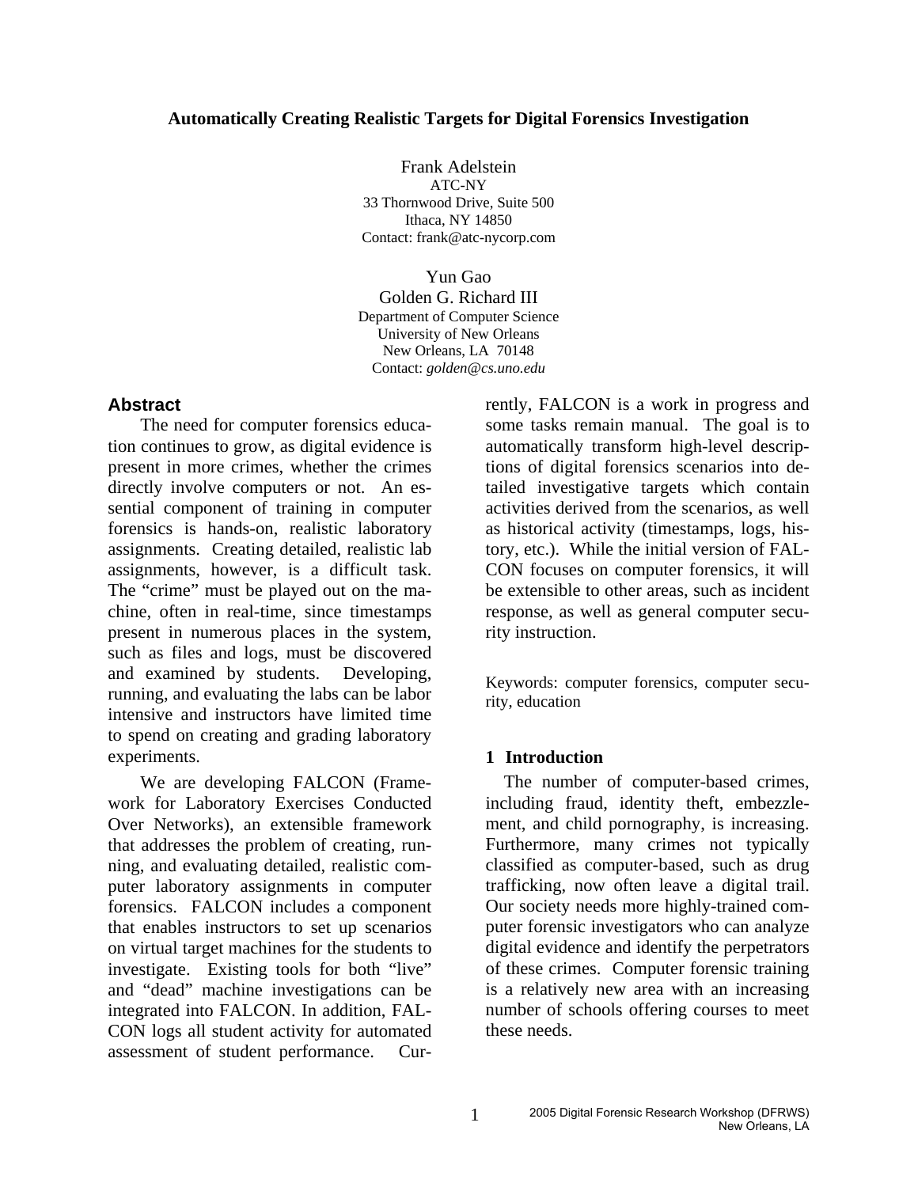# Automatically Creating Realistic Targets for Digital Forensics Investigation

Frank Adelstein
ATC-NY
33 Thornwood Drive, Suite 500
Ithaca, NY 14850
Contact: frank@atc-nycorp.com

Yun Gao
Golden G. Richard III
Department of Computer Science
University of New Orleans
New Orleans, LA 70148
Contact: *golden@cs.uno.edu*

## Abstract

The need for computer forensics education continues to grow, as digital evidence is present in more crimes, whether the crimes directly involve computers or not. An essential component of training in computer forensics is hands-on, realistic laboratory assignments. Creating detailed, realistic lab assignments, however, is a difficult task. The "crime" must be played out on the machine, often in real-time, since timestamps present in numerous places in the system, such as files and logs, must be discovered and examined by students. Developing, running, and evaluating the labs can be labor intensive and instructors have limited time to spend on creating and grading laboratory experiments.

We are developing FALCON (Framework for Laboratory Exercises Conducted Over Networks), an extensible framework that addresses the problem of creating, running, and evaluating detailed, realistic computer laboratory assignments in computer forensics. FALCON includes a component that enables instructors to set up scenarios on virtual target machines for the students to investigate. Existing tools for both "live" and "dead" machine investigations can be integrated into FALCON. In addition, FALCON logs all student activity for automated assessment of student performance. Currently, FALCON is a work in progress and some tasks remain manual. The goal is to automatically transform high-level descriptions of digital forensics scenarios into detailed investigative targets which contain activities derived from the scenarios, as well as historical activity (timestamps, logs, history, etc.). While the initial version of FALCON focuses on computer forensics, it will be extensible to other areas, such as incident response, as well as general computer security instruction.

Keywords: computer forensics, computer security, education

## 1 Introduction

The number of computer-based crimes, including fraud, identity theft, embezzlement, and child pornography, is increasing. Furthermore, many crimes not typically classified as computer-based, such as drug trafficking, now often leave a digital trail. Our society needs more highly-trained computer forensic investigators who can analyze digital evidence and identify the perpetrators of these crimes. Computer forensic training is a relatively new area with an increasing number of schools offering courses to meet these needs.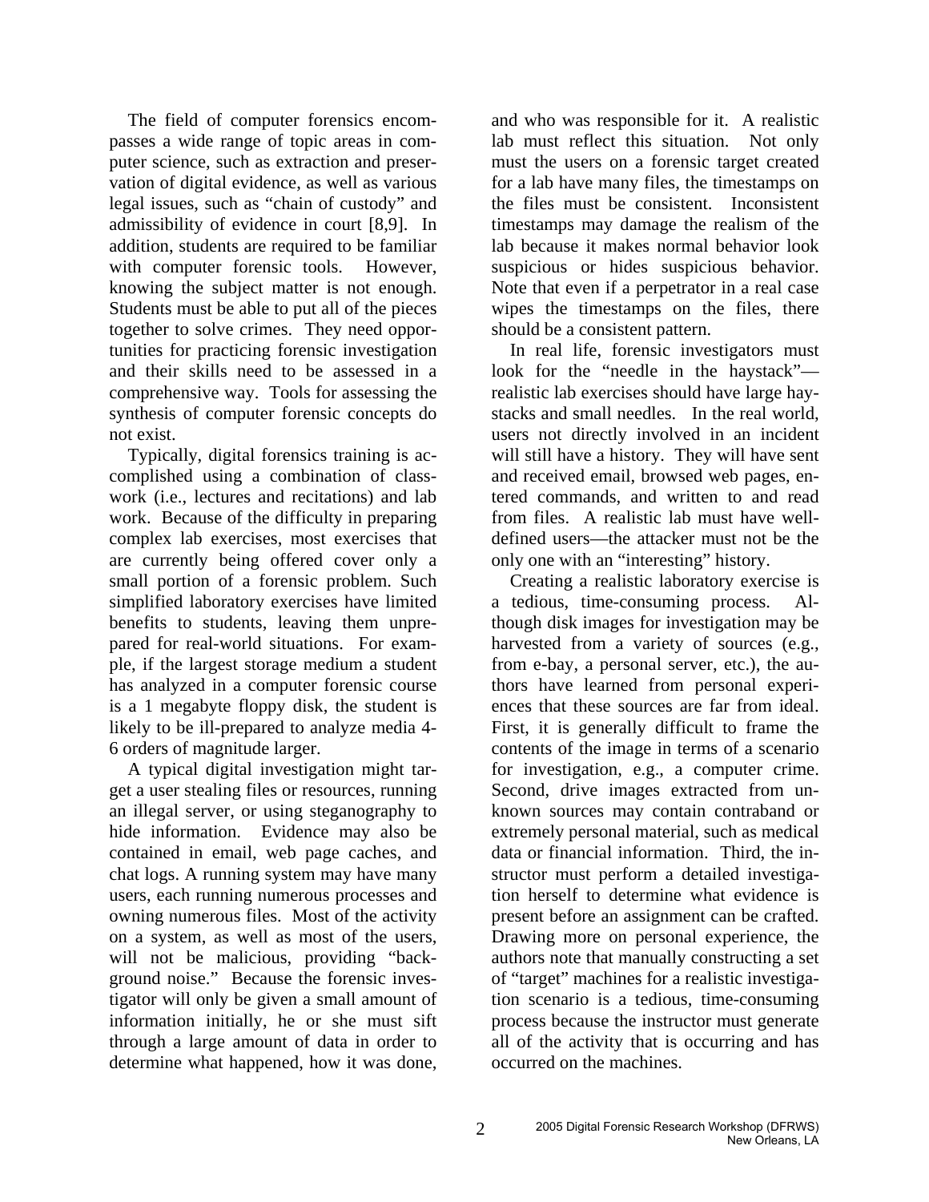The field of computer forensics encompasses a wide range of topic areas in computer science, such as extraction and preservation of digital evidence, as well as various legal issues, such as "chain of custody" and admissibility of evidence in court [8,9]. In addition, students are required to be familiar with computer forensic tools. However, knowing the subject matter is not enough. Students must be able to put all of the pieces together to solve crimes. They need opportunities for practicing forensic investigation and their skills need to be assessed in a comprehensive way. Tools for assessing the synthesis of computer forensic concepts do not exist.

Typically, digital forensics training is accomplished using a combination of classwork (i.e., lectures and recitations) and lab work. Because of the difficulty in preparing complex lab exercises, most exercises that are currently being offered cover only a small portion of a forensic problem. Such simplified laboratory exercises have limited benefits to students, leaving them unprepared for real-world situations. For example, if the largest storage medium a student has analyzed in a computer forensic course is a 1 megabyte floppy disk, the student is likely to be ill-prepared to analyze media 4-6 orders of magnitude larger.

A typical digital investigation might target a user stealing files or resources, running an illegal server, or using steganography to hide information. Evidence may also be contained in email, web page caches, and chat logs. A running system may have many users, each running numerous processes and owning numerous files. Most of the activity on a system, as well as most of the users, will not be malicious, providing "background noise." Because the forensic investigator will only be given a small amount of information initially, he or she must sift through a large amount of data in order to determine what happened, how it was done, and who was responsible for it. A realistic lab must reflect this situation. Not only must the users on a forensic target created for a lab have many files, the timestamps on the files must be consistent. Inconsistent timestamps may damage the realism of the lab because it makes normal behavior look suspicious or hides suspicious behavior. Note that even if a perpetrator in a real case wipes the timestamps on the files, there should be a consistent pattern.

In real life, forensic investigators must look for the "needle in the haystack"—realistic lab exercises should have large haystacks and small needles. In the real world, users not directly involved in an incident will still have a history. They will have sent and received email, browsed web pages, entered commands, and written to and read from files. A realistic lab must have well-defined users—the attacker must not be the only one with an "interesting" history.

Creating a realistic laboratory exercise is a tedious, time-consuming process. Although disk images for investigation may be harvested from a variety of sources (e.g., from e-bay, a personal server, etc.), the authors have learned from personal experiences that these sources are far from ideal. First, it is generally difficult to frame the contents of the image in terms of a scenario for investigation, e.g., a computer crime. Second, drive images extracted from unknown sources may contain contraband or extremely personal material, such as medical data or financial information. Third, the instructor must perform a detailed investigation herself to determine what evidence is present before an assignment can be crafted. Drawing more on personal experience, the authors note that manually constructing a set of "target" machines for a realistic investigation scenario is a tedious, time-consuming process because the instructor must generate all of the activity that is occurring and has occurred on the machines.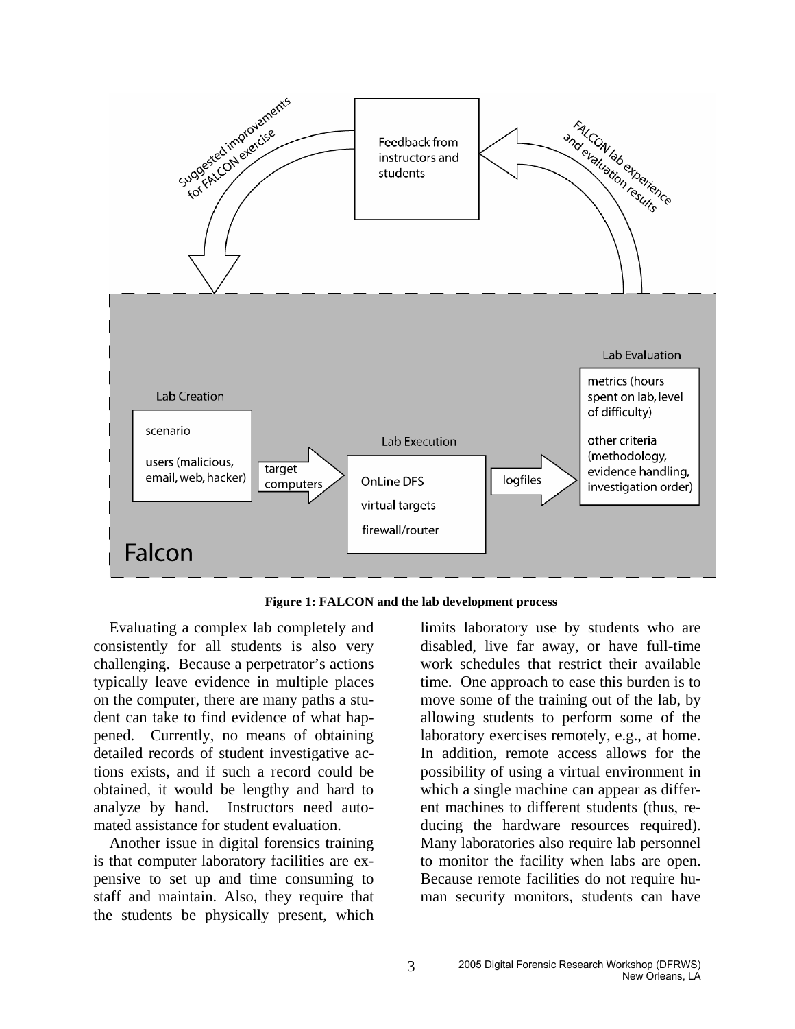**Figure 1: FALCON and the lab development process**

Evaluating a complex lab completely and consistently for all students is also very challenging. Because a perpetrator's actions typically leave evidence in multiple places on the computer, there are many paths a student can take to find evidence of what happened. Currently, no means of obtaining detailed records of student investigative actions exists, and if such a record could be obtained, it would be lengthy and hard to analyze by hand. Instructors need automated assistance for student evaluation.

Another issue in digital forensics training is that computer laboratory facilities are expensive to set up and time consuming to staff and maintain. Also, they require that the students be physically present, which limits laboratory use by students who are disabled, live far away, or have full-time work schedules that restrict their available time. One approach to ease this burden is to move some of the training out of the lab, by allowing students to perform some of the laboratory exercises remotely, e.g., at home. In addition, remote access allows for the possibility of using a virtual environment in which a single machine can appear as different machines to different students (thus, reducing the hardware resources required). Many laboratories also require lab personnel to monitor the facility when labs are open. Because remote facilities do not require human security monitors, students can have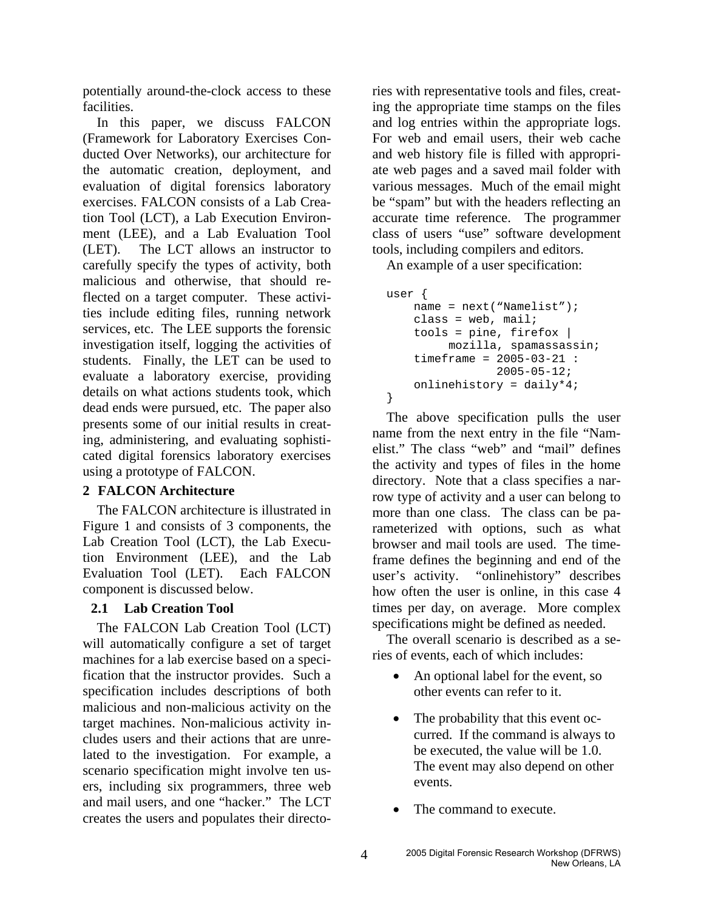potentially around-the-clock access to these facilities.

In this paper, we discuss FALCON (Framework for Laboratory Exercises Conducted Over Networks), our architecture for the automatic creation, deployment, and evaluation of digital forensics laboratory exercises. FALCON consists of a Lab Creation Tool (LCT), a Lab Execution Environment (LEE), and a Lab Evaluation Tool (LET). The LCT allows an instructor to carefully specify the types of activity, both malicious and otherwise, that should reflected on a target computer. These activities include editing files, running network services, etc. The LEE supports the forensic investigation itself, logging the activities of students. Finally, the LET can be used to evaluate a laboratory exercise, providing details on what actions students took, which dead ends were pursued, etc. The paper also presents some of our initial results in creating, administering, and evaluating sophisticated digital forensics laboratory exercises using a prototype of FALCON.

## 2 FALCON Architecture

The FALCON architecture is illustrated in Figure 1 and consists of 3 components, the Lab Creation Tool (LCT), the Lab Execution Environment (LEE), and the Lab Evaluation Tool (LET). Each FALCON component is discussed below.

### 2.1 Lab Creation Tool

The FALCON Lab Creation Tool (LCT) will automatically configure a set of target machines for a lab exercise based on a specification that the instructor provides. Such a specification includes descriptions of both malicious and non-malicious activity on the target machines. Non-malicious activity includes users and their actions that are unrelated to the investigation. For example, a scenario specification might involve ten users, including six programmers, three web and mail users, and one "hacker." The LCT creates the users and populates their directories with representative tools and files, creating the appropriate time stamps on the files and log entries within the appropriate logs. For web and email users, their web cache and web history file is filled with appropriate web pages and a saved mail folder with various messages. Much of the email might be "spam" but with the headers reflecting an accurate time reference. The programmer class of users "use" software development tools, including compilers and editors.

An example of a user specification:

```
user {
    name = next("Namelist");
    class = web, mail;
    tools = pine, firefox |
         mozilla, spamassassin;
    timeframe = 2005-03-21 :
               2005-05-12;
    onlinehistory = daily*4;
}
```

The above specification pulls the user name from the next entry in the file "Namelist." The class "web" and "mail" defines the activity and types of files in the home directory. Note that a class specifies a narrow type of activity and a user can belong to more than one class. The class can be parameterized with options, such as what browser and mail tools are used. The timeframe defines the beginning and end of the user's activity. "onlinehistory" describes how often the user is online, in this case 4 times per day, on average. More complex specifications might be defined as needed.

The overall scenario is described as a series of events, each of which includes:

- An optional label for the event, so other events can refer to it.
- The probability that this event occurred. If the command is always to be executed, the value will be 1.0. The event may also depend on other events.
- The command to execute.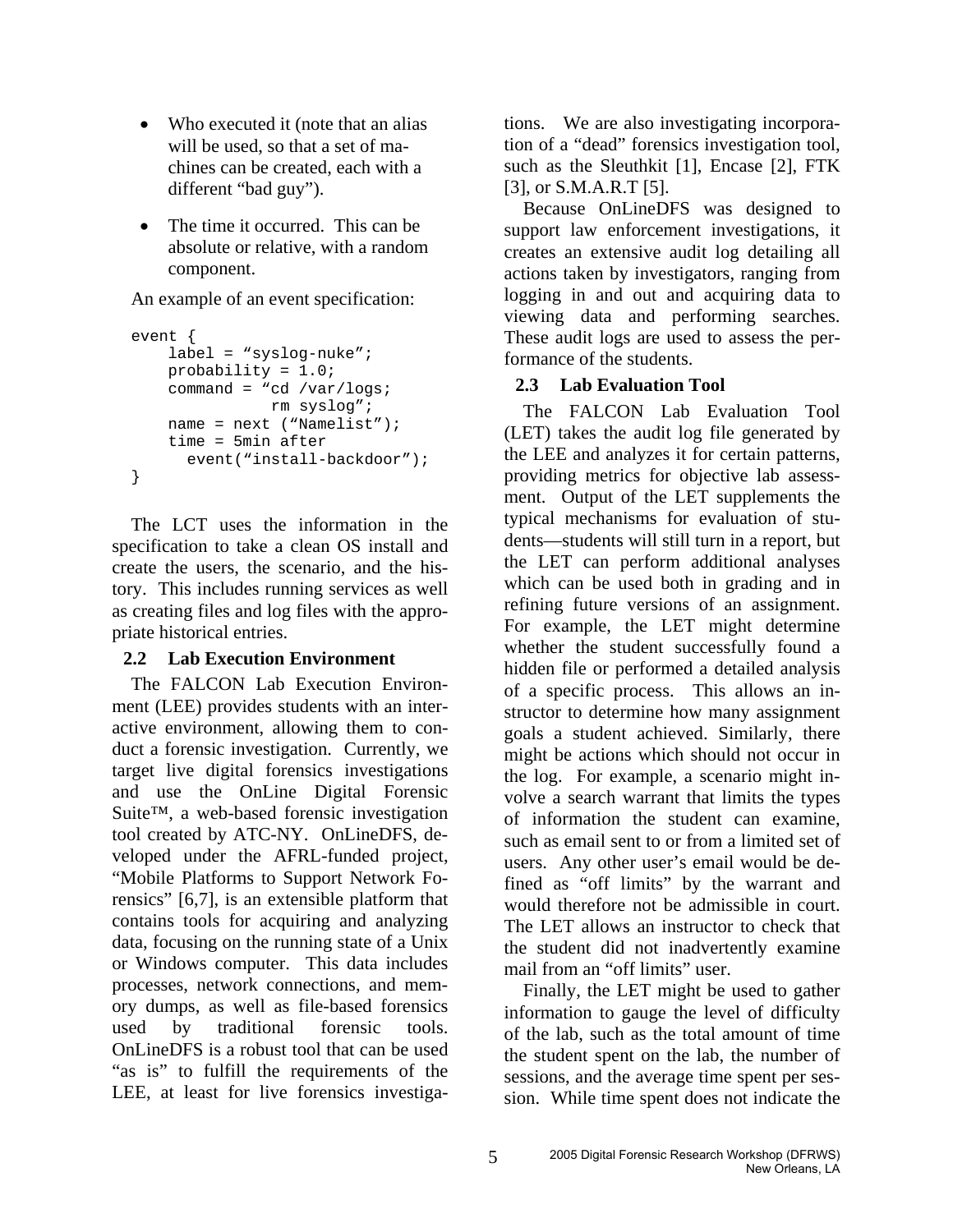- Who executed it (note that an alias will be used, so that a set of machines can be created, each with a different "bad guy").
- The time it occurred. This can be absolute or relative, with a random component.

An example of an event specification:

```
event {
    label = "syslog-nuke";
    probability = 1.0;
    command = "cd /var/logs;
               rm syslog";
    name = next ("Namelist");
    time = 5min after
      event("install-backdoor");
}
```

The LCT uses the information in the specification to take a clean OS install and create the users, the scenario, and the history. This includes running services as well as creating files and log files with the appropriate historical entries.

### 2.2 Lab Execution Environment

The FALCON Lab Execution Environment (LEE) provides students with an interactive environment, allowing them to conduct a forensic investigation. Currently, we target live digital forensics investigations and use the OnLine Digital Forensic Suite™, a web-based forensic investigation tool created by ATC-NY. OnLineDFS, developed under the AFRL-funded project, "Mobile Platforms to Support Network Forensics" [6,7], is an extensible platform that contains tools for acquiring and analyzing data, focusing on the running state of a Unix or Windows computer. This data includes processes, network connections, and memory dumps, as well as file-based forensics used by traditional forensic tools. OnLineDFS is a robust tool that can be used "as is" to fulfill the requirements of the LEE, at least for live forensics investigations. We are also investigating incorporation of a "dead" forensics investigation tool, such as the Sleuthkit [1], Encase [2], FTK [3], or S.M.A.R.T [5].

Because OnLineDFS was designed to support law enforcement investigations, it creates an extensive audit log detailing all actions taken by investigators, ranging from logging in and out and acquiring data to viewing data and performing searches. These audit logs are used to assess the performance of the students.

### 2.3 Lab Evaluation Tool

The FALCON Lab Evaluation Tool (LET) takes the audit log file generated by the LEE and analyzes it for certain patterns, providing metrics for objective lab assessment. Output of the LET supplements the typical mechanisms for evaluation of students—students will still turn in a report, but the LET can perform additional analyses which can be used both in grading and in refining future versions of an assignment. For example, the LET might determine whether the student successfully found a hidden file or performed a detailed analysis of a specific process. This allows an instructor to determine how many assignment goals a student achieved. Similarly, there might be actions which should not occur in the log. For example, a scenario might involve a search warrant that limits the types of information the student can examine, such as email sent to or from a limited set of users. Any other user's email would be defined as "off limits" by the warrant and would therefore not be admissible in court. The LET allows an instructor to check that the student did not inadvertently examine mail from an "off limits" user.

Finally, the LET might be used to gather information to gauge the level of difficulty of the lab, such as the total amount of time the student spent on the lab, the number of sessions, and the average time spent per session. While time spent does not indicate the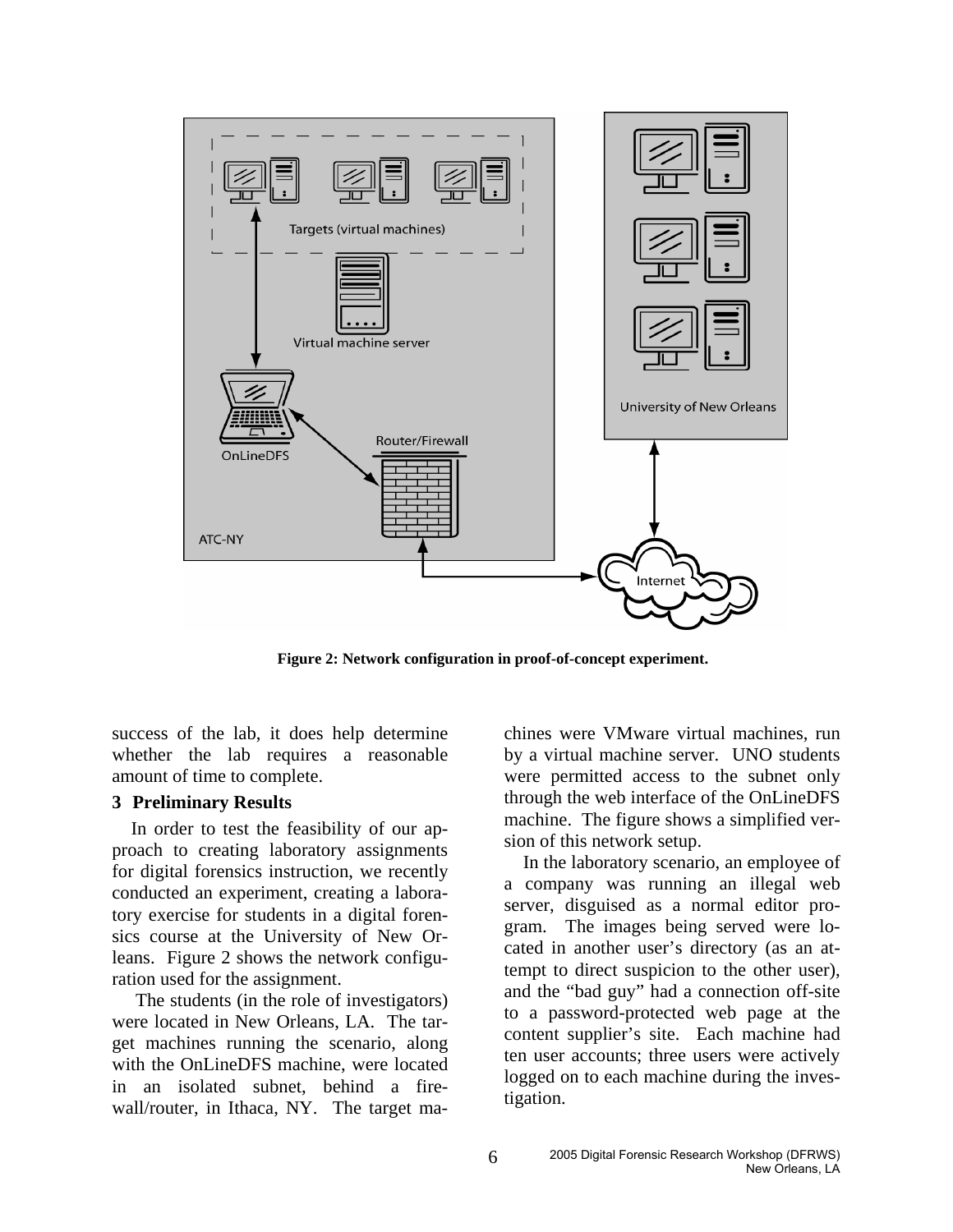**Figure 2: Network configuration in proof-of-concept experiment.**

success of the lab, it does help determine whether the lab requires a reasonable amount of time to complete.

## 3 Preliminary Results

In order to test the feasibility of our approach to creating laboratory assignments for digital forensics instruction, we recently conducted an experiment, creating a laboratory exercise for students in a digital forensics course at the University of New Orleans. Figure 2 shows the network configuration used for the assignment.

The students (in the role of investigators) were located in New Orleans, LA. The target machines running the scenario, along with the OnLineDFS machine, were located in an isolated subnet, behind a firewall/router, in Ithaca, NY. The target machines were VMware virtual machines, run by a virtual machine server. UNO students were permitted access to the subnet only through the web interface of the OnLineDFS machine. The figure shows a simplified version of this network setup.

In the laboratory scenario, an employee of a company was running an illegal web server, disguised as a normal editor program. The images being served were located in another user's directory (as an attempt to direct suspicion to the other user), and the "bad guy" had a connection off-site to a password-protected web page at the content supplier's site. Each machine had ten user accounts; three users were actively logged on to each machine during the investigation.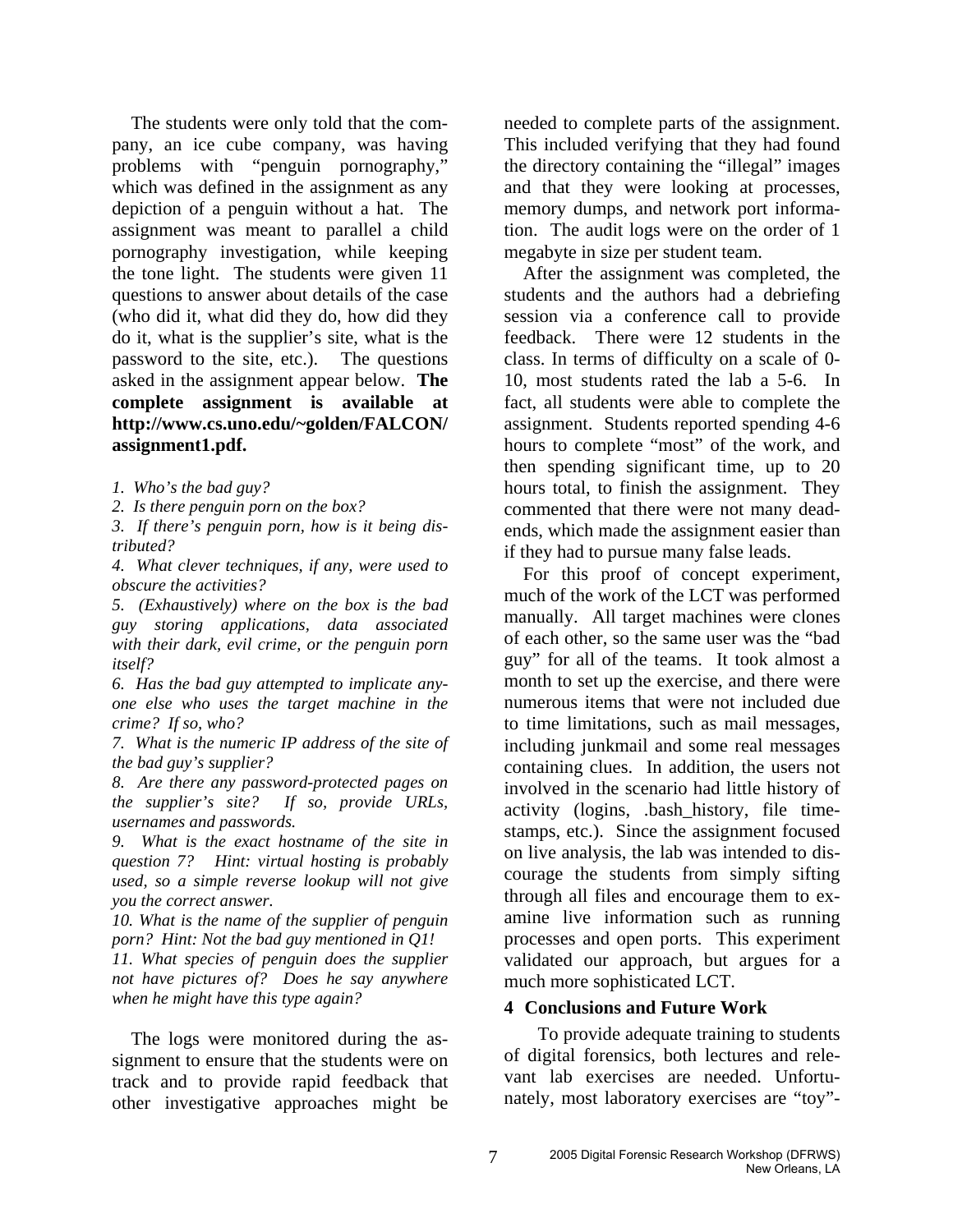The students were only told that the company, an ice cube company, was having problems with "penguin pornography," which was defined in the assignment as any depiction of a penguin without a hat. The assignment was meant to parallel a child pornography investigation, while keeping the tone light. The students were given 11 questions to answer about details of the case (who did it, what did they do, how did they do it, what is the supplier's site, what is the password to the site, etc.). The questions asked in the assignment appear below. **The complete assignment is available at http://www.cs.uno.edu/~golden/FALCON/assignment1.pdf.**

*1. Who's the bad guy?*

*2. Is there penguin porn on the box?*

*3. If there's penguin porn, how is it being distributed?*

*4. What clever techniques, if any, were used to obscure the activities?*

*5. (Exhaustively) where on the box is the bad guy storing applications, data associated with their dark, evil crime, or the penguin porn itself?*

*6. Has the bad guy attempted to implicate anyone else who uses the target machine in the crime? If so, who?*

*7. What is the numeric IP address of the site of the bad guy's supplier?*

*8. Are there any password-protected pages on the supplier's site? If so, provide URLs, usernames and passwords.*

*9. What is the exact hostname of the site in question 7? Hint: virtual hosting is probably used, so a simple reverse lookup will not give you the correct answer.*

*10. What is the name of the supplier of penguin porn? Hint: Not the bad guy mentioned in Q1!*

*11. What species of penguin does the supplier not have pictures of? Does he say anywhere when he might have this type again?*

The logs were monitored during the assignment to ensure that the students were on track and to provide rapid feedback that other investigative approaches might be needed to complete parts of the assignment. This included verifying that they had found the directory containing the "illegal" images and that they were looking at processes, memory dumps, and network port information. The audit logs were on the order of 1 megabyte in size per student team.

After the assignment was completed, the students and the authors had a debriefing session via a conference call to provide feedback. There were 12 students in the class. In terms of difficulty on a scale of 0-10, most students rated the lab a 5-6. In fact, all students were able to complete the assignment. Students reported spending 4-6 hours to complete "most" of the work, and then spending significant time, up to 20 hours total, to finish the assignment. They commented that there were not many dead-ends, which made the assignment easier than if they had to pursue many false leads.

For this proof of concept experiment, much of the work of the LCT was performed manually. All target machines were clones of each other, so the same user was the "bad guy" for all of the teams. It took almost a month to set up the exercise, and there were numerous items that were not included due to time limitations, such as mail messages, including junkmail and some real messages containing clues. In addition, the users not involved in the scenario had little history of activity (logins, .bash_history, file timestamps, etc.). Since the assignment focused on live analysis, the lab was intended to discourage the students from simply sifting through all files and encourage them to examine live information such as running processes and open ports. This experiment validated our approach, but argues for a much more sophisticated LCT.

## 4 Conclusions and Future Work

To provide adequate training to students of digital forensics, both lectures and relevant lab exercises are needed. Unfortunately, most laboratory exercises are "toy"-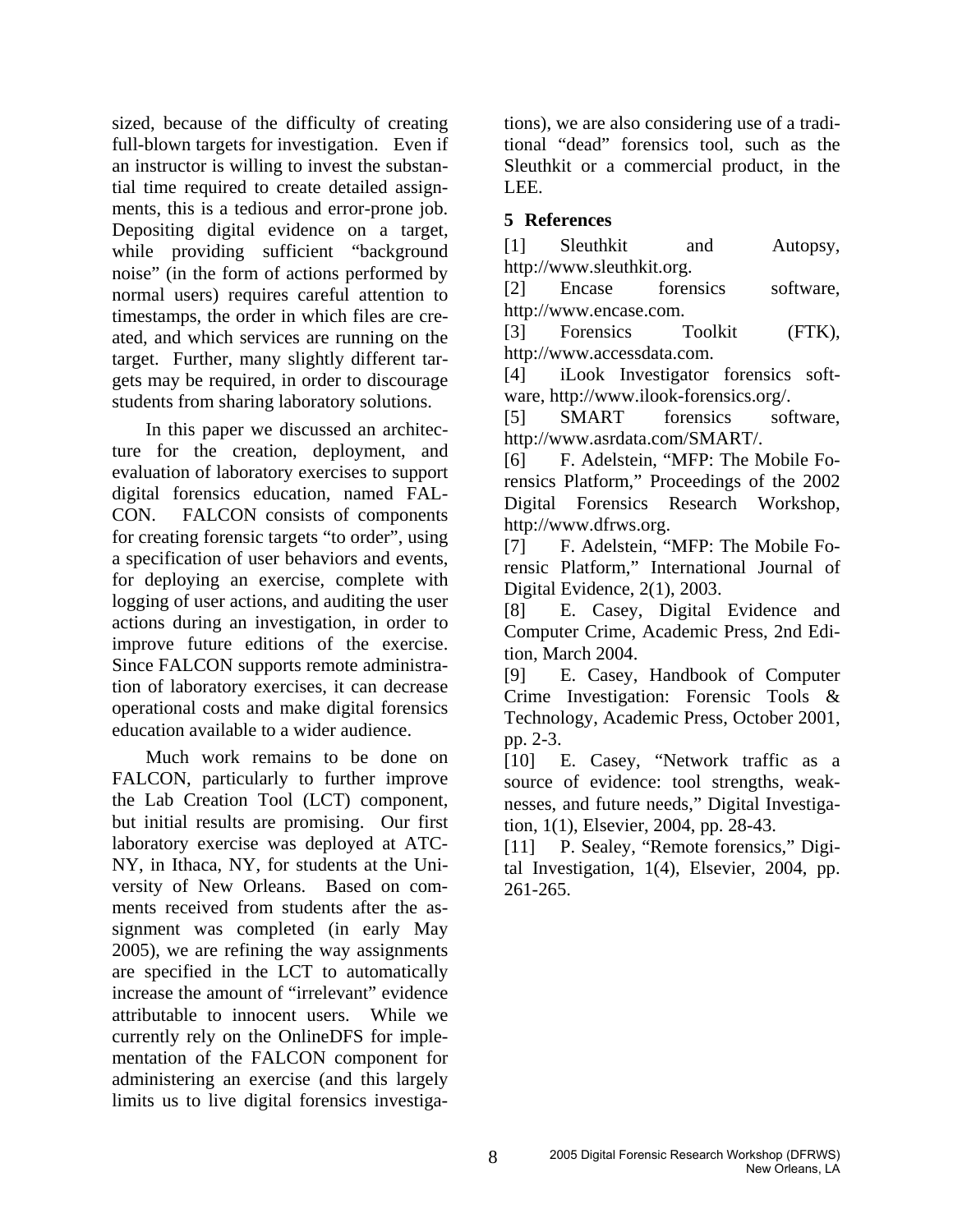sized, because of the difficulty of creating full-blown targets for investigation. Even if an instructor is willing to invest the substantial time required to create detailed assignments, this is a tedious and error-prone job. Depositing digital evidence on a target, while providing sufficient "background noise" (in the form of actions performed by normal users) requires careful attention to timestamps, the order in which files are created, and which services are running on the target. Further, many slightly different targets may be required, in order to discourage students from sharing laboratory solutions.

In this paper we discussed an architecture for the creation, deployment, and evaluation of laboratory exercises to support digital forensics education, named FALCON. FALCON consists of components for creating forensic targets "to order", using a specification of user behaviors and events, for deploying an exercise, complete with logging of user actions, and auditing the user actions during an investigation, in order to improve future editions of the exercise. Since FALCON supports remote administration of laboratory exercises, it can decrease operational costs and make digital forensics education available to a wider audience.

Much work remains to be done on FALCON, particularly to further improve the Lab Creation Tool (LCT) component, but initial results are promising. Our first laboratory exercise was deployed at ATC-NY, in Ithaca, NY, for students at the University of New Orleans. Based on comments received from students after the assignment was completed (in early May 2005), we are refining the way assignments are specified in the LCT to automatically increase the amount of "irrelevant" evidence attributable to innocent users. While we currently rely on the OnlineDFS for implementation of the FALCON component for administering an exercise (and this largely limits us to live digital forensics investigations), we are also considering use of a traditional "dead" forensics tool, such as the Sleuthkit or a commercial product, in the LEE.

## 5 References

[1] Sleuthkit and Autopsy, http://www.sleuthkit.org.

[2] Encase forensics software, http://www.encase.com.

[3] Forensics Toolkit (FTK), http://www.accessdata.com.

[4] iLook Investigator forensics software, http://www.ilook-forensics.org/.

[5] SMART forensics software, http://www.asrdata.com/SMART/.

[6] F. Adelstein, "MFP: The Mobile Forensics Platform," Proceedings of the 2002 Digital Forensics Research Workshop, http://www.dfrws.org.

[7] F. Adelstein, "MFP: The Mobile Forensic Platform," International Journal of Digital Evidence, 2(1), 2003.

[8] E. Casey, Digital Evidence and Computer Crime, Academic Press, 2nd Edition, March 2004.

[9] E. Casey, Handbook of Computer Crime Investigation: Forensic Tools & Technology, Academic Press, October 2001, pp. 2-3.

[10] E. Casey, "Network traffic as a source of evidence: tool strengths, weaknesses, and future needs," Digital Investigation, 1(1), Elsevier, 2004, pp. 28-43.

[11] P. Sealey, "Remote forensics," Digital Investigation, 1(4), Elsevier, 2004, pp. 261-265.